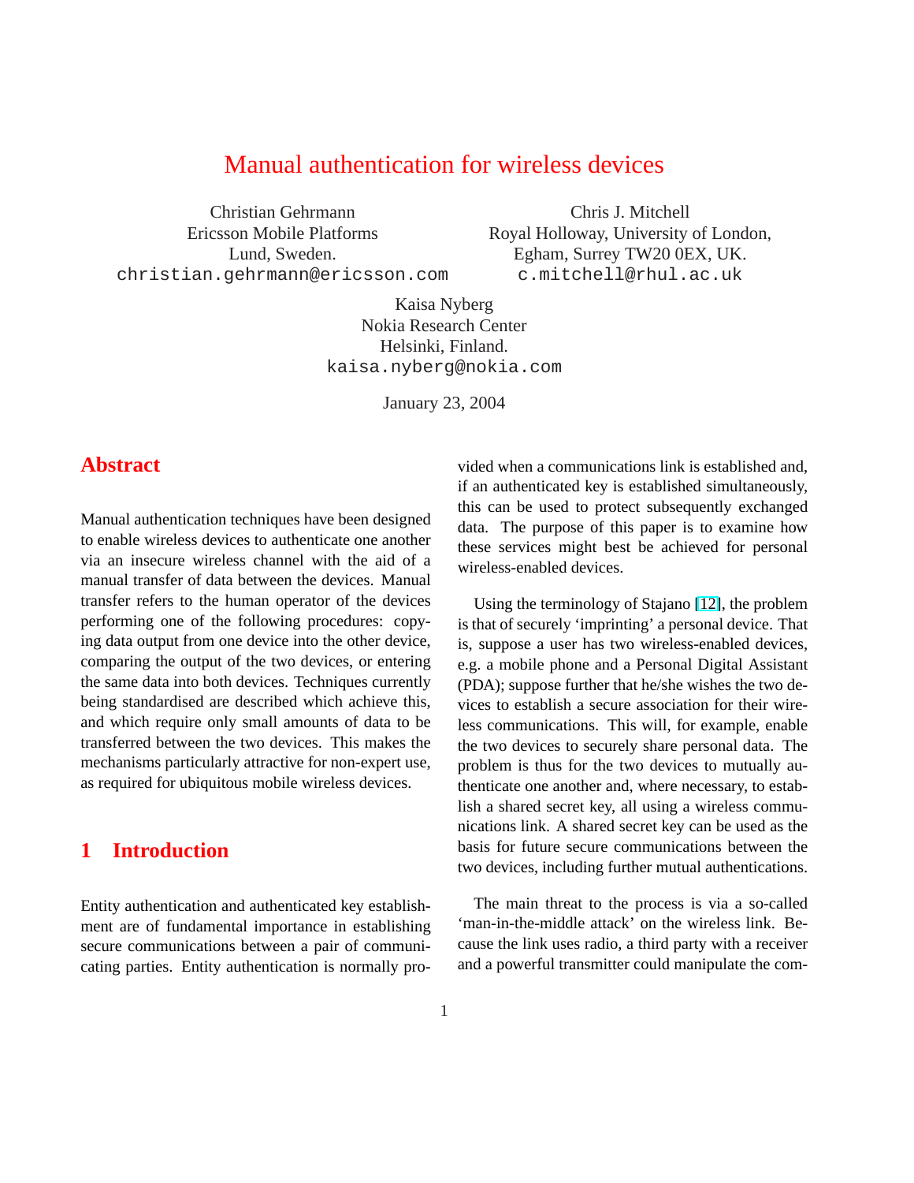# Manual authentication for wireless devices

Christian Gehrmann
Ericsson Mobile Platforms
Lund, Sweden.
christian.gehrmann@ericsson.com

Chris J. Mitchell
Royal Holloway, University of London,
Egham, Surrey TW20 0EX, UK.
c.mitchell@rhul.ac.uk

Kaisa Nyberg
Nokia Research Center
Helsinki, Finland.
kaisa.nyberg@nokia.com

January 23, 2004

## Abstract

Manual authentication techniques have been designed to enable wireless devices to authenticate one another via an insecure wireless channel with the aid of a manual transfer of data between the devices. Manual transfer refers to the human operator of the devices performing one of the following procedures: copying data output from one device into the other device, comparing the output of the two devices, or entering the same data into both devices. Techniques currently being standardised are described which achieve this, and which require only small amounts of data to be transferred between the two devices. This makes the mechanisms particularly attractive for non-expert use, as required for ubiquitous mobile wireless devices.

## 1 Introduction

Entity authentication and authenticated key establishment are of fundamental importance in establishing secure communications between a pair of communicating parties. Entity authentication is normally provided when a communications link is established and, if an authenticated key is established simultaneously, this can be used to protect subsequently exchanged data. The purpose of this paper is to examine how these services might best be achieved for personal wireless-enabled devices.

Using the terminology of Stajano [12], the problem is that of securely 'imprinting' a personal device. That is, suppose a user has two wireless-enabled devices, e.g. a mobile phone and a Personal Digital Assistant (PDA); suppose further that he/she wishes the two devices to establish a secure association for their wireless communications. This will, for example, enable the two devices to securely share personal data. The problem is thus for the two devices to mutually authenticate one another and, where necessary, to establish a shared secret key, all using a wireless communications link. A shared secret key can be used as the basis for future secure communications between the two devices, including further mutual authentications.

The main threat to the process is via a so-called 'man-in-the-middle attack' on the wireless link. Because the link uses radio, a third party with a receiver and a powerful transmitter could manipulate the com-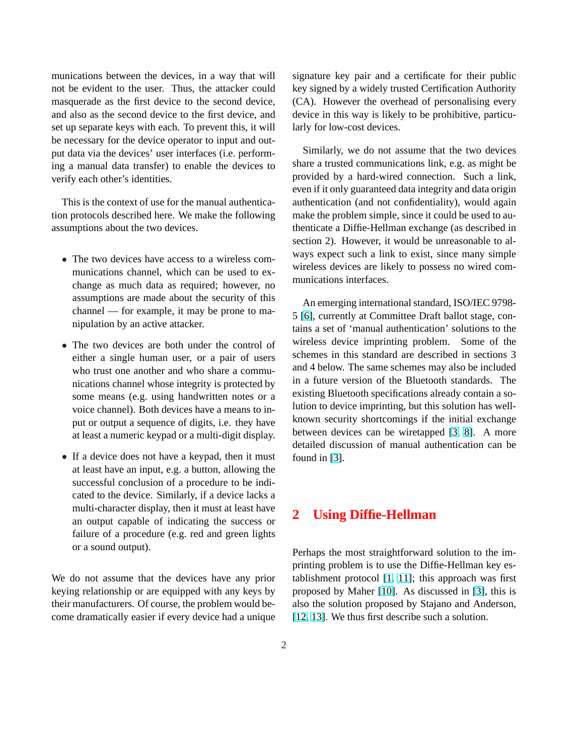munications between the devices, in a way that will not be evident to the user. Thus, the attacker could masquerade as the first device to the second device, and also as the second device to the first device, and set up separate keys with each. To prevent this, it will be necessary for the device operator to input and output data via the devices' user interfaces (i.e. performing a manual data transfer) to enable the devices to verify each other's identities.

This is the context of use for the manual authentication protocols described here. We make the following assumptions about the two devices.

- The two devices have access to a wireless communications channel, which can be used to exchange as much data as required; however, no assumptions are made about the security of this channel — for example, it may be prone to manipulation by an active attacker.
- The two devices are both under the control of either a single human user, or a pair of users who trust one another and who share a communications channel whose integrity is protected by some means (e.g. using handwritten notes or a voice channel). Both devices have a means to input or output a sequence of digits, i.e. they have at least a numeric keypad or a multi-digit display.
- If a device does not have a keypad, then it must at least have an input, e.g. a button, allowing the successful conclusion of a procedure to be indicated to the device. Similarly, if a device lacks a multi-character display, then it must at least have an output capable of indicating the success or failure of a procedure (e.g. red and green lights or a sound output).

We do not assume that the devices have any prior keying relationship or are equipped with any keys by their manufacturers. Of course, the problem would become dramatically easier if every device had a unique signature key pair and a certificate for their public key signed by a widely trusted Certification Authority (CA). However the overhead of personalising every device in this way is likely to be prohibitive, particularly for low-cost devices.

Similarly, we do not assume that the two devices share a trusted communications link, e.g. as might be provided by a hard-wired connection. Such a link, even if it only guaranteed data integrity and data origin authentication (and not confidentiality), would again make the problem simple, since it could be used to authenticate a Diffie-Hellman exchange (as described in section 2). However, it would be unreasonable to always expect such a link to exist, since many simple wireless devices are likely to possess no wired communications interfaces.

An emerging international standard, ISO/IEC 9798-5 [6], currently at Committee Draft ballot stage, contains a set of 'manual authentication' solutions to the wireless device imprinting problem. Some of the schemes in this standard are described in sections 3 and 4 below. The same schemes may also be included in a future version of the Bluetooth standards. The existing Bluetooth specifications already contain a solution to device imprinting, but this solution has well-known security shortcomings if the initial exchange between devices can be wiretapped [3, 8]. A more detailed discussion of manual authentication can be found in [3].

## 2 Using Diffie-Hellman

Perhaps the most straightforward solution to the imprinting problem is to use the Diffie-Hellman key establishment protocol [1, 11]; this approach was first proposed by Maher [10]. As discussed in [3], this is also the solution proposed by Stajano and Anderson, [12, 13]. We thus first describe such a solution.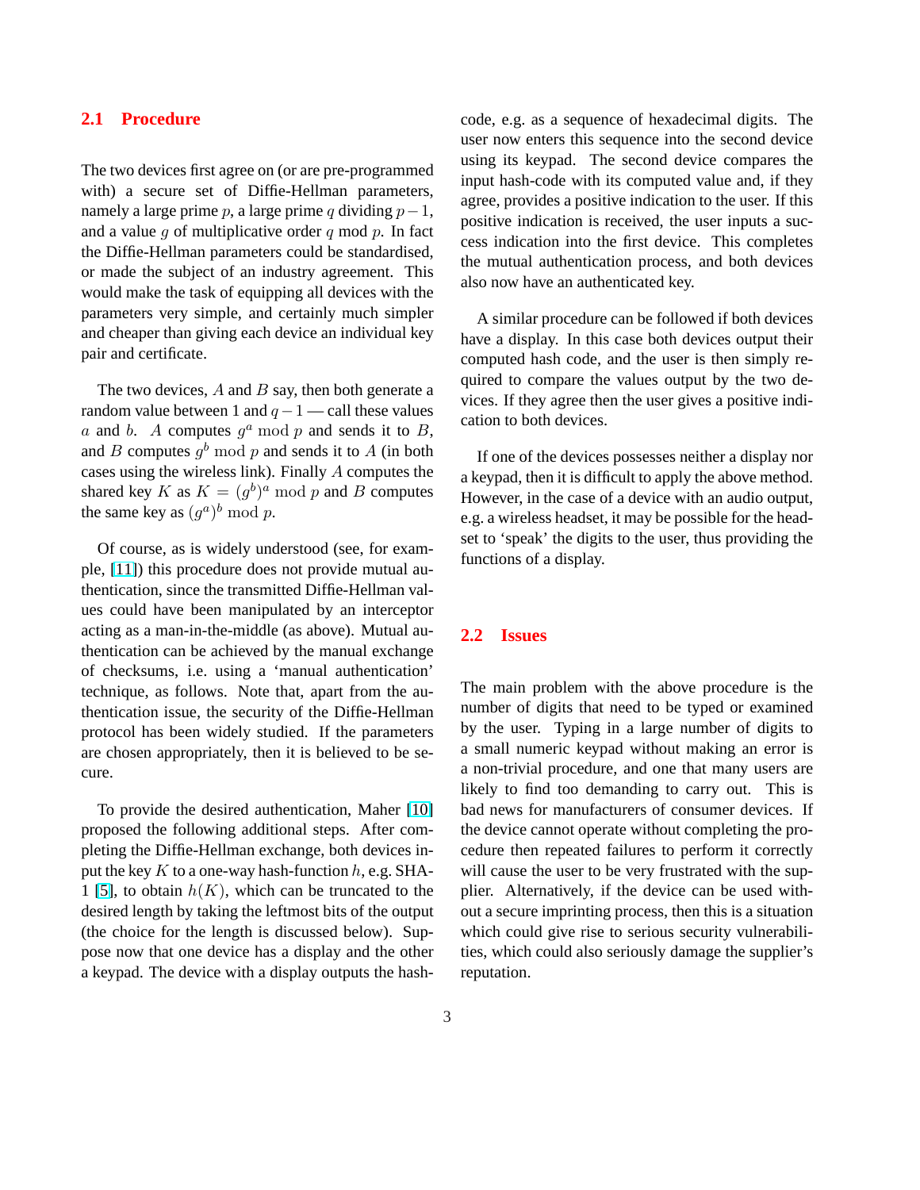### 2.1 Procedure

The two devices first agree on (or are pre-programmed with) a secure set of Diffie-Hellman parameters, namely a large prime $p$, a large prime $q$ dividing $p-1$, and a value $g$ of multiplicative order $q$ mod $p$. In fact the Diffie-Hellman parameters could be standardised, or made the subject of an industry agreement. This would make the task of equipping all devices with the parameters very simple, and certainly much simpler and cheaper than giving each device an individual key pair and certificate.

The two devices, $A$ and $B$ say, then both generate a random value between 1 and $q-1$ — call these values $a$ and $b$. $A$ computes $g^a \bmod p$ and sends it to $B$, and $B$ computes $g^b \bmod p$ and sends it to $A$ (in both cases using the wireless link). Finally $A$ computes the shared key $K$ as $K = (g^b)^a \bmod p$ and $B$ computes the same key as $(g^a)^b \bmod p$.

Of course, as is widely understood (see, for example, [11]) this procedure does not provide mutual authentication, since the transmitted Diffie-Hellman values could have been manipulated by an interceptor acting as a man-in-the-middle (as above). Mutual authentication can be achieved by the manual exchange of checksums, i.e. using a 'manual authentication' technique, as follows. Note that, apart from the authentication issue, the security of the Diffie-Hellman protocol has been widely studied. If the parameters are chosen appropriately, then it is believed to be secure.

To provide the desired authentication, Maher [10] proposed the following additional steps. After completing the Diffie-Hellman exchange, both devices input the key $K$ to a one-way hash-function $h$, e.g. SHA-1 [5], to obtain $h(K)$, which can be truncated to the desired length by taking the leftmost bits of the output (the choice for the length is discussed below). Suppose now that one device has a display and the other a keypad. The device with a display outputs the hash-code, e.g. as a sequence of hexadecimal digits. The user now enters this sequence into the second device using its keypad. The second device compares the input hash-code with its computed value and, if they agree, provides a positive indication to the user. If this positive indication is received, the user inputs a success indication into the first device. This completes the mutual authentication process, and both devices also now have an authenticated key.

A similar procedure can be followed if both devices have a display. In this case both devices output their computed hash code, and the user is then simply required to compare the values output by the two devices. If they agree then the user gives a positive indication to both devices.

If one of the devices possesses neither a display nor a keypad, then it is difficult to apply the above method. However, in the case of a device with an audio output, e.g. a wireless headset, it may be possible for the headset to 'speak' the digits to the user, thus providing the functions of a display.

### 2.2 Issues

The main problem with the above procedure is the number of digits that need to be typed or examined by the user. Typing in a large number of digits to a small numeric keypad without making an error is a non-trivial procedure, and one that many users are likely to find too demanding to carry out. This is bad news for manufacturers of consumer devices. If the device cannot operate without completing the procedure then repeated failures to perform it correctly will cause the user to be very frustrated with the supplier. Alternatively, if the device can be used without a secure imprinting process, then this is a situation which could give rise to serious security vulnerabilities, which could also seriously damage the supplier's reputation.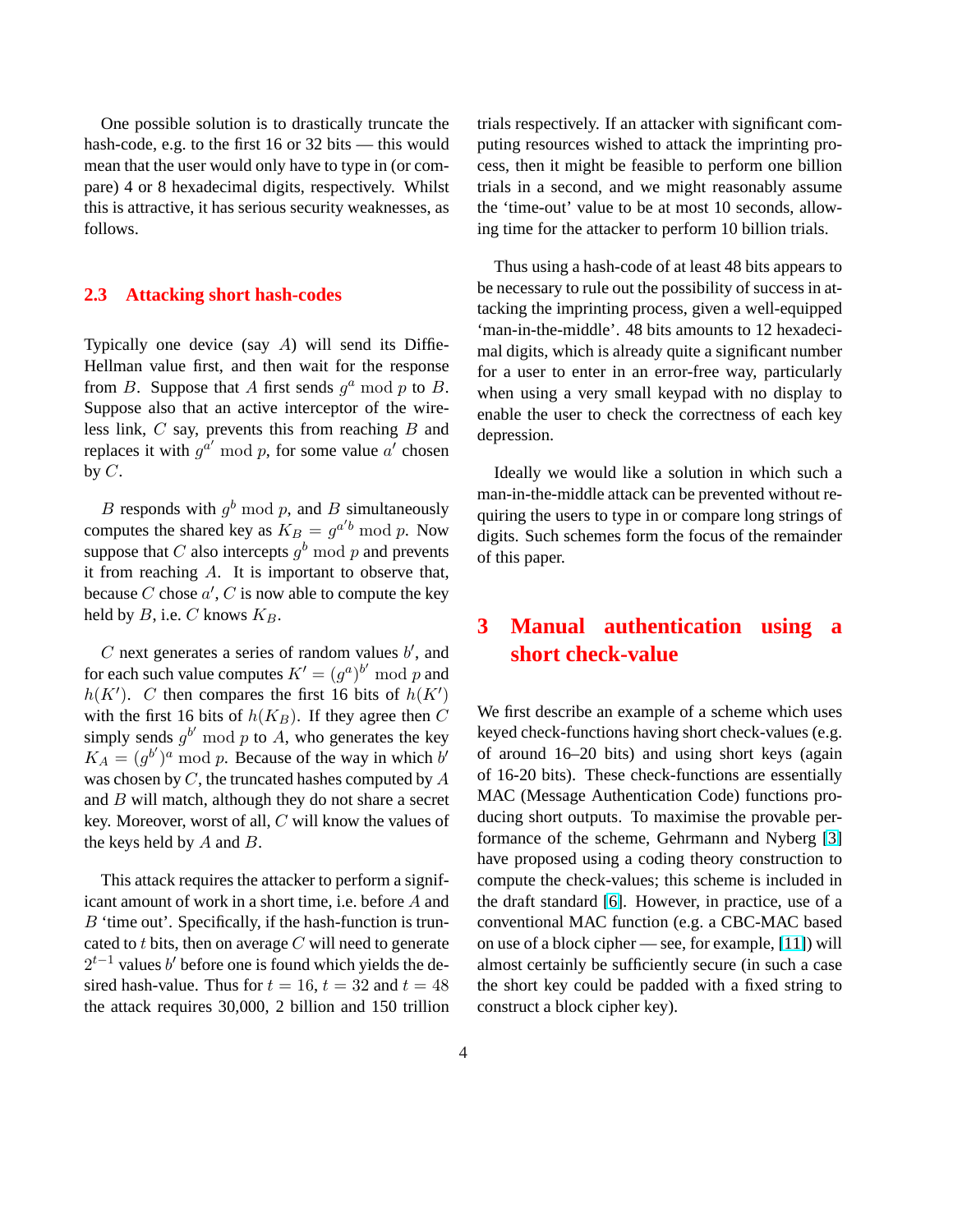One possible solution is to drastically truncate the hash-code, e.g. to the first 16 or 32 bits — this would mean that the user would only have to type in (or compare) 4 or 8 hexadecimal digits, respectively. Whilst this is attractive, it has serious security weaknesses, as follows.

### 2.3 Attacking short hash-codes

Typically one device (say $A$) will send its Diffie-Hellman value first, and then wait for the response from $B$. Suppose that $A$ first sends $g^a \bmod p$ to $B$. Suppose also that an active interceptor of the wireless link, $C$ say, prevents this from reaching $B$ and replaces it with $g^{a'} \bmod p$, for some value $a'$ chosen by $C$.

$B$ responds with $g^b \bmod p$, and $B$ simultaneously computes the shared key as $K_B = g^{a'b} \bmod p$. Now suppose that $C$ also intercepts $g^b \bmod p$ and prevents it from reaching $A$. It is important to observe that, because $C$ chose $a'$, $C$ is now able to compute the key held by $B$, i.e. $C$ knows $K_B$.

$C$ next generates a series of random values $b'$, and for each such value computes $K' = (g^a)^{b'} \bmod p$ and $h(K')$. $C$ then compares the first 16 bits of $h(K')$ with the first 16 bits of $h(K_B)$. If they agree then $C$ simply sends $g^{b'} \bmod p$ to $A$, who generates the key $K_A = (g^{b'})^a \bmod p$. Because of the way in which $b'$ was chosen by $C$, the truncated hashes computed by $A$ and $B$ will match, although they do not share a secret key. Moreover, worst of all, $C$ will know the values of the keys held by $A$ and $B$.

This attack requires the attacker to perform a significant amount of work in a short time, i.e. before $A$ and $B$ 'time out'. Specifically, if the hash-function is truncated to $t$ bits, then on average $C$ will need to generate $2^{t-1}$ values $b'$ before one is found which yields the desired hash-value. Thus for $t = 16$, $t = 32$ and $t = 48$ the attack requires 30,000, 2 billion and 150 trillion trials respectively. If an attacker with significant computing resources wished to attack the imprinting process, then it might be feasible to perform one billion trials in a second, and we might reasonably assume the 'time-out' value to be at most 10 seconds, allowing time for the attacker to perform 10 billion trials.

Thus using a hash-code of at least 48 bits appears to be necessary to rule out the possibility of success in attacking the imprinting process, given a well-equipped 'man-in-the-middle'. 48 bits amounts to 12 hexadecimal digits, which is already quite a significant number for a user to enter in an error-free way, particularly when using a very small keypad with no display to enable the user to check the correctness of each key depression.

Ideally we would like a solution in which such a man-in-the-middle attack can be prevented without requiring the users to type in or compare long strings of digits. Such schemes form the focus of the remainder of this paper.

## 3 Manual authentication using a short check-value

We first describe an example of a scheme which uses keyed check-functions having short check-values (e.g. of around 16–20 bits) and using short keys (again of 16-20 bits). These check-functions are essentially MAC (Message Authentication Code) functions producing short outputs. To maximise the provable performance of the scheme, Gehrmann and Nyberg [3] have proposed using a coding theory construction to compute the check-values; this scheme is included in the draft standard [6]. However, in practice, use of a conventional MAC function (e.g. a CBC-MAC based on use of a block cipher — see, for example, [11]) will almost certainly be sufficiently secure (in such a case the short key could be padded with a fixed string to construct a block cipher key).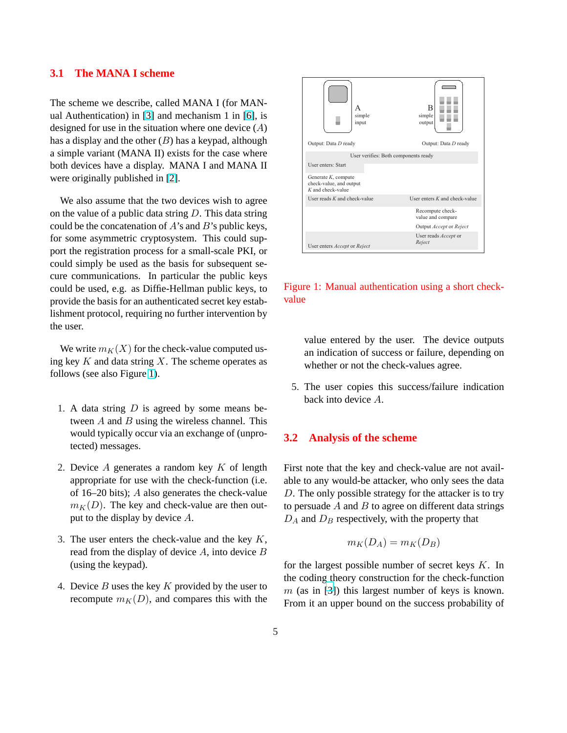## 3.1 The MANA I scheme

The scheme we describe, called MANA I (for MANual Authentication) in [3] and mechanism 1 in [6], is designed for use in the situation where one device ($A$) has a display and the other ($B$) has a keypad, although a simple variant (MANA II) exists for the case where both devices have a display. MANA I and MANA II were originally published in [2].

We also assume that the two devices wish to agree on the value of a public data string $D$. This data string could be the concatenation of $A$'s and $B$'s public keys, for some asymmetric cryptosystem. This could support the registration process for a small-scale PKI, or could simply be used as the basis for subsequent secure communications. In particular the public keys could be used, e.g. as Diffie-Hellman public keys, to provide the basis for an authenticated secret key establishment protocol, requiring no further intervention by the user.

We write $m_K(X)$ for the check-value computed using key $K$ and data string $X$. The scheme operates as follows (see also Figure 1).

1. A data string $D$ is agreed by some means between $A$ and $B$ using the wireless channel. This would typically occur via an exchange of (unprotected) messages.
2. Device $A$ generates a random key $K$ of length appropriate for use with the check-function (i.e. of 16–20 bits); $A$ also generates the check-value $m_K(D)$. The key and check-value are then output to the display by device $A$.
3. The user enters the check-value and the key $K$, read from the display of device $A$, into device $B$ (using the keypad).
4. Device $B$ uses the key $K$ provided by the user to recompute $m_K(D)$, and compares this with the value entered by the user. The device outputs an indication of success or failure, depending on whether or not the check-values agree.
5. The user copies this success/failure indication back into device $A$.

| A simple input | B simple output |
|---|---|
| Output: Data $D$ ready | Output: Data $D$ ready |
| User verifies: Both components ready | |
| User enters: Start | |
| Generate $K$, compute check-value, and output $K$ and check-value | |
| User reads $K$ and check-value | User enters $K$ and check-value |
| | Recompute check-value and compare |
| | Output *Accept* or *Reject* |
| | User reads *Accept* or *Reject* |
| User enters *Accept* or *Reject* | |

Figure 1: Manual authentication using a short check-value

## 3.2 Analysis of the scheme

First note that the key and check-value are not available to any would-be attacker, who only sees the data $D$. The only possible strategy for the attacker is to try to persuade $A$ and $B$ to agree on different data strings $D_A$ and $D_B$ respectively, with the property that

$$m_K(D_A) = m_K(D_B)$$

for the largest possible number of secret keys $K$. In the coding theory construction for the check-function $m$ (as in [3]) this largest number of keys is known. From it an upper bound on the success probability of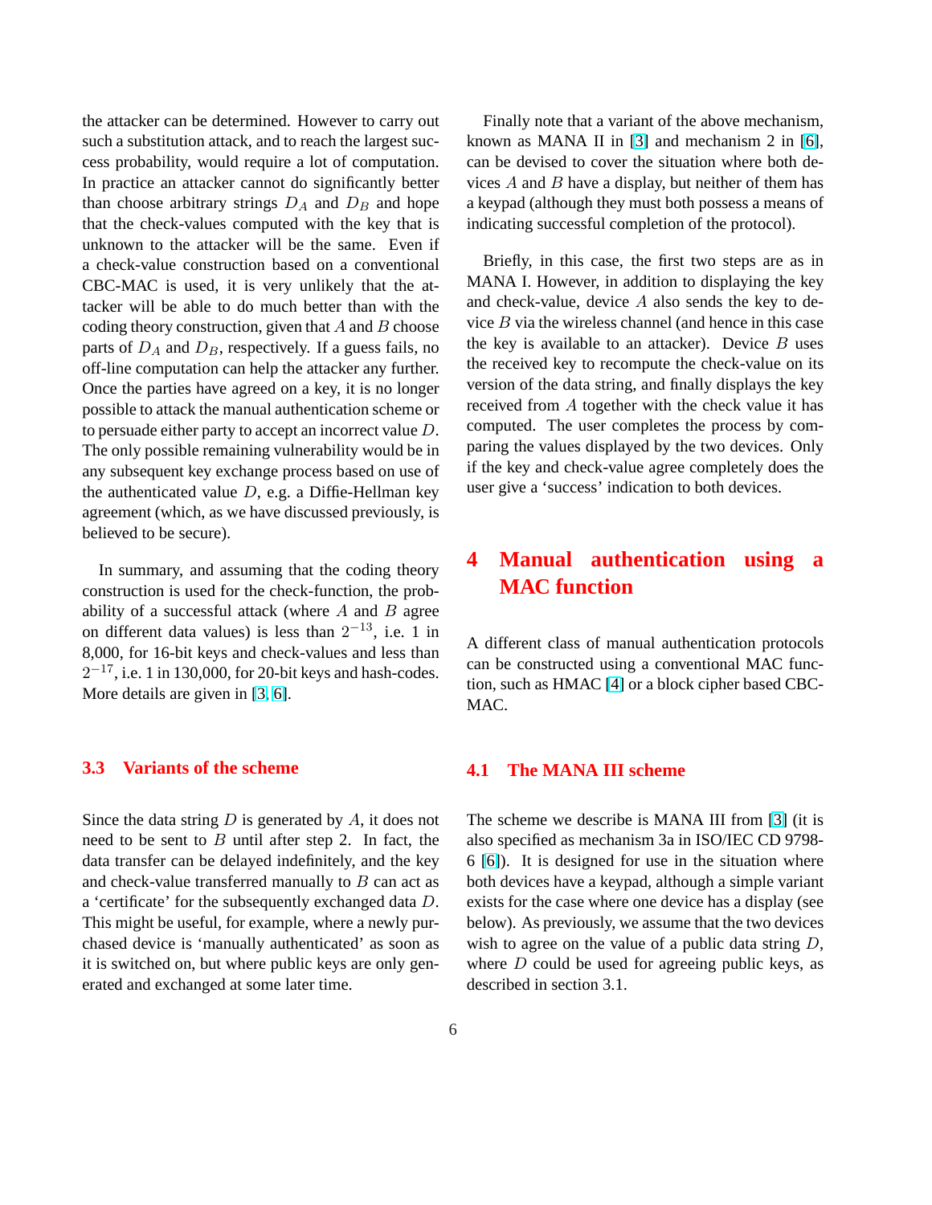the attacker can be determined. However to carry out such a substitution attack, and to reach the largest success probability, would require a lot of computation. In practice an attacker cannot do significantly better than choose arbitrary strings $D_A$ and $D_B$ and hope that the check-values computed with the key that is unknown to the attacker will be the same. Even if a check-value construction based on a conventional CBC-MAC is used, it is very unlikely that the attacker will be able to do much better than with the coding theory construction, given that $A$ and $B$ choose parts of $D_A$ and $D_B$, respectively. If a guess fails, no off-line computation can help the attacker any further. Once the parties have agreed on a key, it is no longer possible to attack the manual authentication scheme or to persuade either party to accept an incorrect value $D$. The only possible remaining vulnerability would be in any subsequent key exchange process based on use of the authenticated value $D$, e.g. a Diffie-Hellman key agreement (which, as we have discussed previously, is believed to be secure).

In summary, and assuming that the coding theory construction is used for the check-function, the probability of a successful attack (where $A$ and $B$ agree on different data values) is less than $2^{-13}$, i.e. 1 in 8,000, for 16-bit keys and check-values and less than $2^{-17}$, i.e. 1 in 130,000, for 20-bit keys and hash-codes. More details are given in [3, 6].

### 3.3 Variants of the scheme

Since the data string $D$ is generated by $A$, it does not need to be sent to $B$ until after step 2. In fact, the data transfer can be delayed indefinitely, and the key and check-value transferred manually to $B$ can act as a 'certificate' for the subsequently exchanged data $D$. This might be useful, for example, where a newly purchased device is 'manually authenticated' as soon as it is switched on, but where public keys are only generated and exchanged at some later time.

Finally note that a variant of the above mechanism, known as MANA II in [3] and mechanism 2 in [6], can be devised to cover the situation where both devices $A$ and $B$ have a display, but neither of them has a keypad (although they must both possess a means of indicating successful completion of the protocol).

Briefly, in this case, the first two steps are as in MANA I. However, in addition to displaying the key and check-value, device $A$ also sends the key to device $B$ via the wireless channel (and hence in this case the key is available to an attacker). Device $B$ uses the received key to recompute the check-value on its version of the data string, and finally displays the key received from $A$ together with the check value it has computed. The user completes the process by comparing the values displayed by the two devices. Only if the key and check-value agree completely does the user give a 'success' indication to both devices.

## 4 Manual authentication using a MAC function

A different class of manual authentication protocols can be constructed using a conventional MAC function, such as HMAC [4] or a block cipher based CBC-MAC.

### 4.1 The MANA III scheme

The scheme we describe is MANA III from [3] (it is also specified as mechanism 3a in ISO/IEC CD 9798-6 [6]). It is designed for use in the situation where both devices have a keypad, although a simple variant exists for the case where one device has a display (see below). As previously, we assume that the two devices wish to agree on the value of a public data string $D$, where $D$ could be used for agreeing public keys, as described in section 3.1.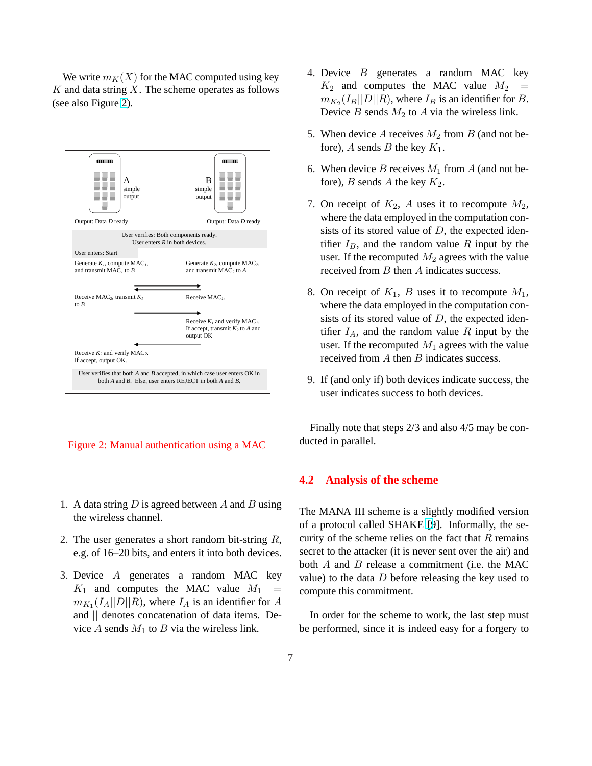We write $m_K(X)$ for the MAC computed using key $K$ and data string $X$. The scheme operates as follows (see also Figure 2).

Figure 2: Manual authentication using a MAC

1. A data string $D$ is agreed between $A$ and $B$ using the wireless channel.
2. The user generates a short random bit-string $R$, e.g. of 16–20 bits, and enters it into both devices.
3. Device $A$ generates a random MAC key $K_1$ and computes the MAC value $M_1 = m_{K_1}(I_A||D||R)$, where $I_A$ is an identifier for $A$ and $||$ denotes concatenation of data items. Device $A$ sends $M_1$ to $B$ via the wireless link.
4. Device $B$ generates a random MAC key $K_2$ and computes the MAC value $M_2 = m_{K_2}(I_B||D||R)$, where $I_B$ is an identifier for $B$. Device $B$ sends $M_2$ to $A$ via the wireless link.
5. When device $A$ receives $M_2$ from $B$ (and not before), $A$ sends $B$ the key $K_1$.
6. When device $B$ receives $M_1$ from $A$ (and not before), $B$ sends $A$ the key $K_2$.
7. On receipt of $K_2$, $A$ uses it to recompute $M_2$, where the data employed in the computation consists of its stored value of $D$, the expected identifier $I_B$, and the random value $R$ input by the user. If the recomputed $M_2$ agrees with the value received from $B$ then $A$ indicates success.
8. On receipt of $K_1$, $B$ uses it to recompute $M_1$, where the data employed in the computation consists of its stored value of $D$, the expected identifier $I_A$, and the random value $R$ input by the user. If the recomputed $M_1$ agrees with the value received from $A$ then $B$ indicates success.
9. If (and only if) both devices indicate success, the user indicates success to both devices.

Finally note that steps 2/3 and also 4/5 may be conducted in parallel.

## 4.2 Analysis of the scheme

The MANA III scheme is a slightly modified version of a protocol called SHAKE [9]. Informally, the security of the scheme relies on the fact that $R$ remains secret to the attacker (it is never sent over the air) and both $A$ and $B$ release a commitment (i.e. the MAC value) to the data $D$ before releasing the key used to compute this commitment.

In order for the scheme to work, the last step must be performed, since it is indeed easy for a forgery to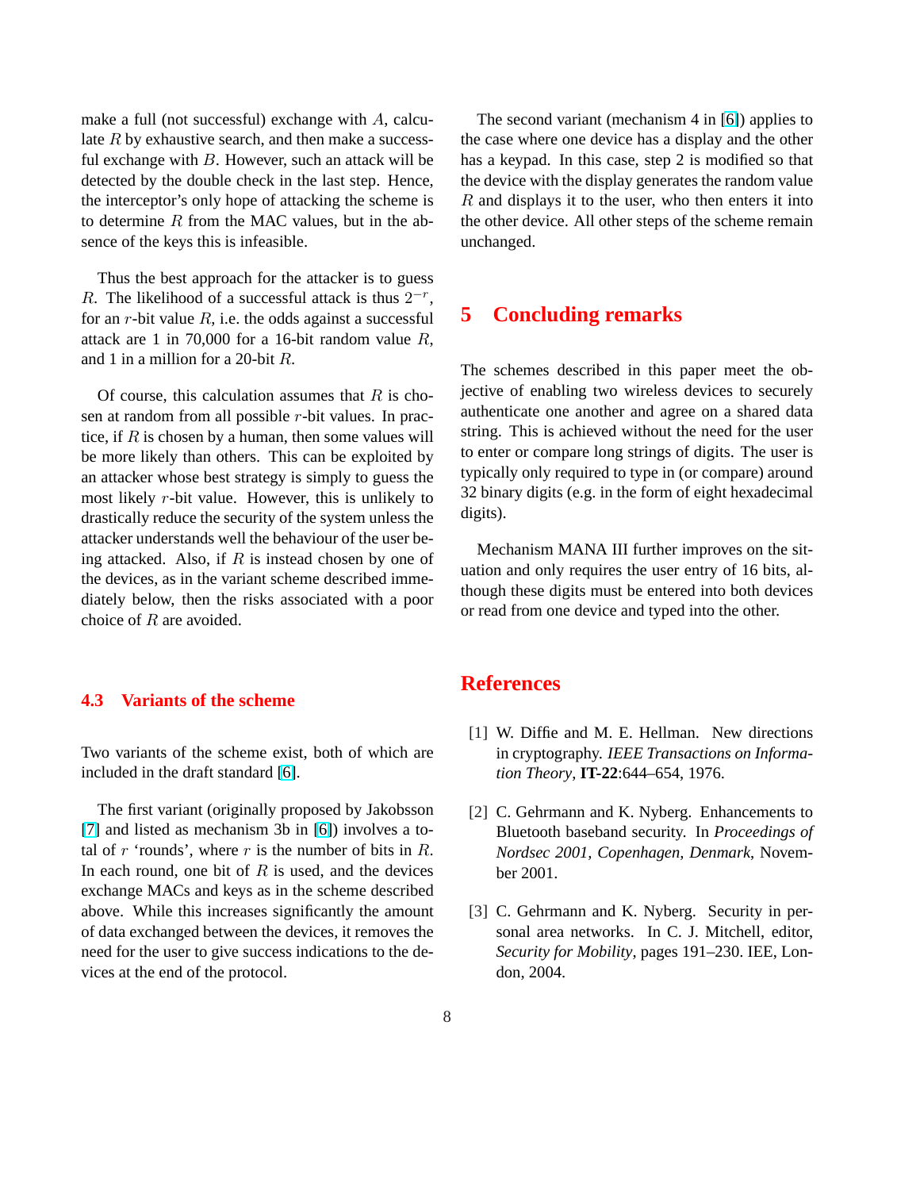make a full (not successful) exchange with $A$, calculate $R$ by exhaustive search, and then make a successful exchange with $B$. However, such an attack will be detected by the double check in the last step. Hence, the interceptor's only hope of attacking the scheme is to determine $R$ from the MAC values, but in the absence of the keys this is infeasible.

Thus the best approach for the attacker is to guess $R$. The likelihood of a successful attack is thus $2^{-r}$, for an $r$-bit value $R$, i.e. the odds against a successful attack are 1 in 70,000 for a 16-bit random value $R$, and 1 in a million for a 20-bit $R$.

Of course, this calculation assumes that $R$ is chosen at random from all possible $r$-bit values. In practice, if $R$ is chosen by a human, then some values will be more likely than others. This can be exploited by an attacker whose best strategy is simply to guess the most likely $r$-bit value. However, this is unlikely to drastically reduce the security of the system unless the attacker understands well the behaviour of the user being attacked. Also, if $R$ is instead chosen by one of the devices, as in the variant scheme described immediately below, then the risks associated with a poor choice of $R$ are avoided.

### 4.3 Variants of the scheme

Two variants of the scheme exist, both of which are included in the draft standard [6].

The first variant (originally proposed by Jakobsson [7] and listed as mechanism 3b in [6]) involves a total of $r$ 'rounds', where $r$ is the number of bits in $R$. In each round, one bit of $R$ is used, and the devices exchange MACs and keys as in the scheme described above. While this increases significantly the amount of data exchanged between the devices, it removes the need for the user to give success indications to the devices at the end of the protocol.

The second variant (mechanism 4 in [6]) applies to the case where one device has a display and the other has a keypad. In this case, step 2 is modified so that the device with the display generates the random value $R$ and displays it to the user, who then enters it into the other device. All other steps of the scheme remain unchanged.

## 5 Concluding remarks

The schemes described in this paper meet the objective of enabling two wireless devices to securely authenticate one another and agree on a shared data string. This is achieved without the need for the user to enter or compare long strings of digits. The user is typically only required to type in (or compare) around 32 binary digits (e.g. in the form of eight hexadecimal digits).

Mechanism MANA III further improves on the situation and only requires the user entry of 16 bits, although these digits must be entered into both devices or read from one device and typed into the other.

## References

[1] W. Diffie and M. E. Hellman. New directions in cryptography. *IEEE Transactions on Information Theory*, **IT-22**:644–654, 1976.

[2] C. Gehrmann and K. Nyberg. Enhancements to Bluetooth baseband security. In *Proceedings of Nordsec 2001, Copenhagen, Denmark*, November 2001.

[3] C. Gehrmann and K. Nyberg. Security in personal area networks. In C. J. Mitchell, editor, *Security for Mobility*, pages 191–230. IEE, London, 2004.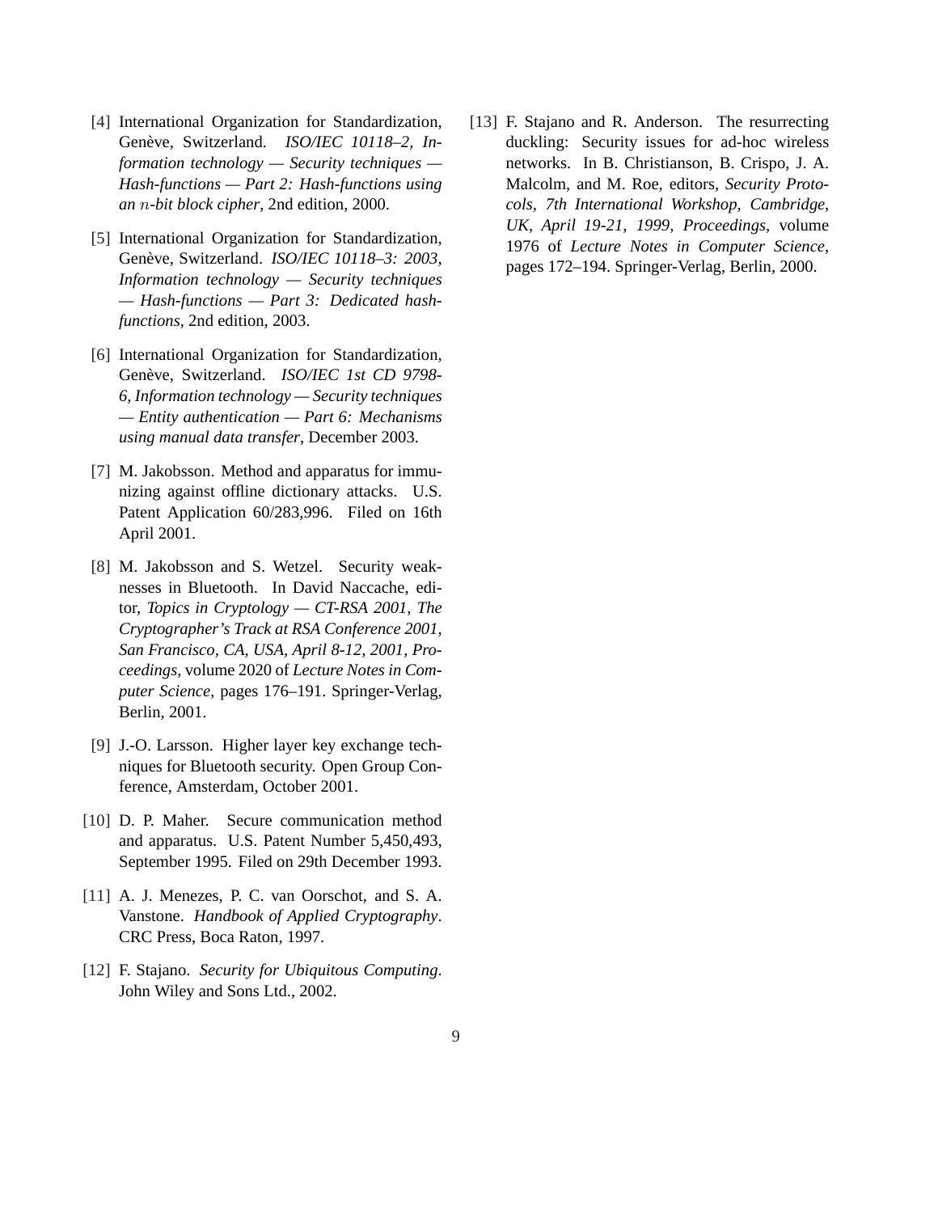[4] International Organization for Standardization, Genève, Switzerland. *ISO/IEC 10118–2, Information technology — Security techniques — Hash-functions — Part 2: Hash-functions using an $n$-bit block cipher*, 2nd edition, 2000.

[5] International Organization for Standardization, Genève, Switzerland. *ISO/IEC 10118–3: 2003, Information technology — Security techniques — Hash-functions — Part 3: Dedicated hash-functions*, 2nd edition, 2003.

[6] International Organization for Standardization, Genève, Switzerland. *ISO/IEC 1st CD 9798-6, Information technology — Security techniques — Entity authentication — Part 6: Mechanisms using manual data transfer*, December 2003.

[7] M. Jakobsson. Method and apparatus for immunizing against offline dictionary attacks. U.S. Patent Application 60/283,996. Filed on 16th April 2001.

[8] M. Jakobsson and S. Wetzel. Security weaknesses in Bluetooth. In David Naccache, editor, *Topics in Cryptology — CT-RSA 2001, The Cryptographer's Track at RSA Conference 2001, San Francisco, CA, USA, April 8-12, 2001, Proceedings*, volume 2020 of *Lecture Notes in Computer Science*, pages 176–191. Springer-Verlag, Berlin, 2001.

[9] J.-O. Larsson. Higher layer key exchange techniques for Bluetooth security. Open Group Conference, Amsterdam, October 2001.

[10] D. P. Maher. Secure communication method and apparatus. U.S. Patent Number 5,450,493, September 1995. Filed on 29th December 1993.

[11] A. J. Menezes, P. C. van Oorschot, and S. A. Vanstone. *Handbook of Applied Cryptography*. CRC Press, Boca Raton, 1997.

[12] F. Stajano. *Security for Ubiquitous Computing*. John Wiley and Sons Ltd., 2002.

[13] F. Stajano and R. Anderson. The resurrecting duckling: Security issues for ad-hoc wireless networks. In B. Christianson, B. Crispo, J. A. Malcolm, and M. Roe, editors, *Security Protocols, 7th International Workshop, Cambridge, UK, April 19-21, 1999, Proceedings*, volume 1976 of *Lecture Notes in Computer Science*, pages 172–194. Springer-Verlag, Berlin, 2000.